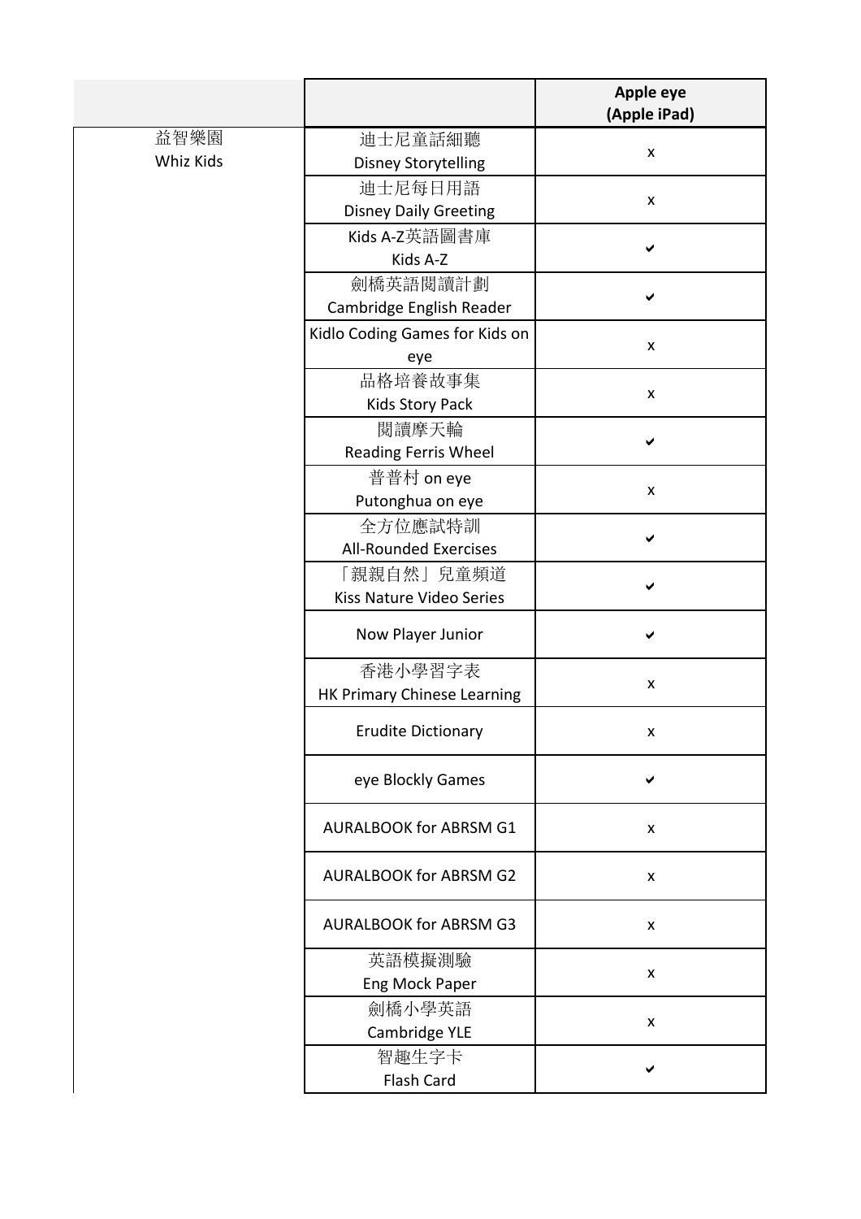| | | Apple eye<br>(Apple iPad) |
|---|---|---|
| 益智樂園<br>Whiz Kids | 迪士尼童話細聽<br>Disney Storytelling | x |
| | 迪士尼每日用語<br>Disney Daily Greeting | x |
| | Kids A-Z英語圖書庫<br>Kids A-Z | ✔ |
| | 劍橋英語閱讀計劃<br>Cambridge English Reader | ✔ |
| | Kidlo Coding Games for Kids on eye | x |
| | 品格培養故事集<br>Kids Story Pack | x |
| | 閱讀摩天輪<br>Reading Ferris Wheel | ✔ |
| | 普普村 on eye<br>Putonghua on eye | x |
| | 全方位應試特訓<br>All-Rounded Exercises | ✔ |
| | 「親親自然」兒童頻道<br>Kiss Nature Video Series | ✔ |
| | Now Player Junior | ✔ |
| | 香港小學習字表<br>HK Primary Chinese Learning | x |
| | Erudite Dictionary | x |
| | eye Blockly Games | ✔ |
| | AURALBOOK for ABRSM G1 | x |
| | AURALBOOK for ABRSM G2 | x |
| | AURALBOOK for ABRSM G3 | x |
| | 英語模擬測驗<br>Eng Mock Paper | x |
| | 劍橋小學英語<br>Cambridge YLE | x |
| | 智趣生字卡<br>Flash Card | ✔ |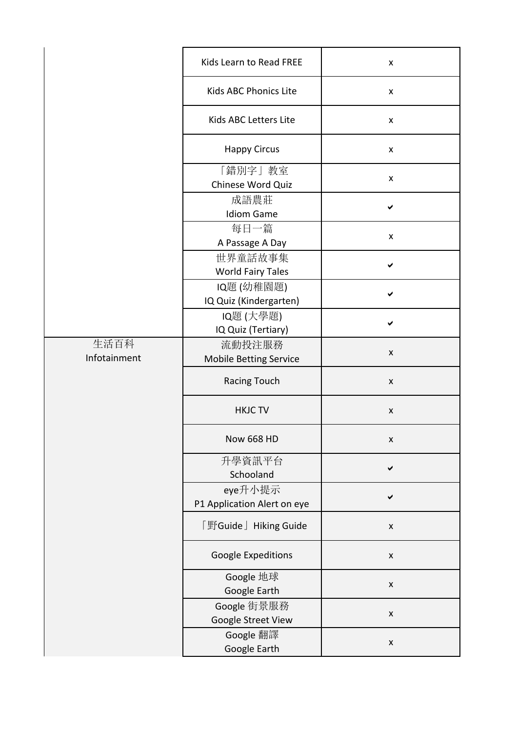| | | |
|---|---|---|
| | Kids Learn to Read FREE | x |
| | Kids ABC Phonics Lite | x |
| | Kids ABC Letters Lite | x |
| | Happy Circus | x |
| | 「錯別字」教室<br>Chinese Word Quiz | x |
| | 成語農莊<br>Idiom Game | ✔ |
| | 每日一篇<br>A Passage A Day | x |
| | 世界童話故事集<br>World Fairy Tales | ✔ |
| | IQ題 (幼稚園題)<br>IQ Quiz (Kindergarten) | ✔ |
| | IQ題 (大學題)<br>IQ Quiz (Tertiary) | ✔ |
| 生活百科<br>Infotainment | 流動投注服務<br>Mobile Betting Service | x |
| | Racing Touch | x |
| | HKJC TV | x |
| | Now 668 HD | x |
| | 升學資訊平台<br>Schooland | ✔ |
| | eye升小提示<br>P1 Application Alert on eye | ✔ |
| | 「野Guide」Hiking Guide | x |
| | Google Expeditions | x |
| | Google 地球<br>Google Earth | x |
| | Google 街景服務<br>Google Street View | x |
| | Google 翻譯<br>Google Earth | x |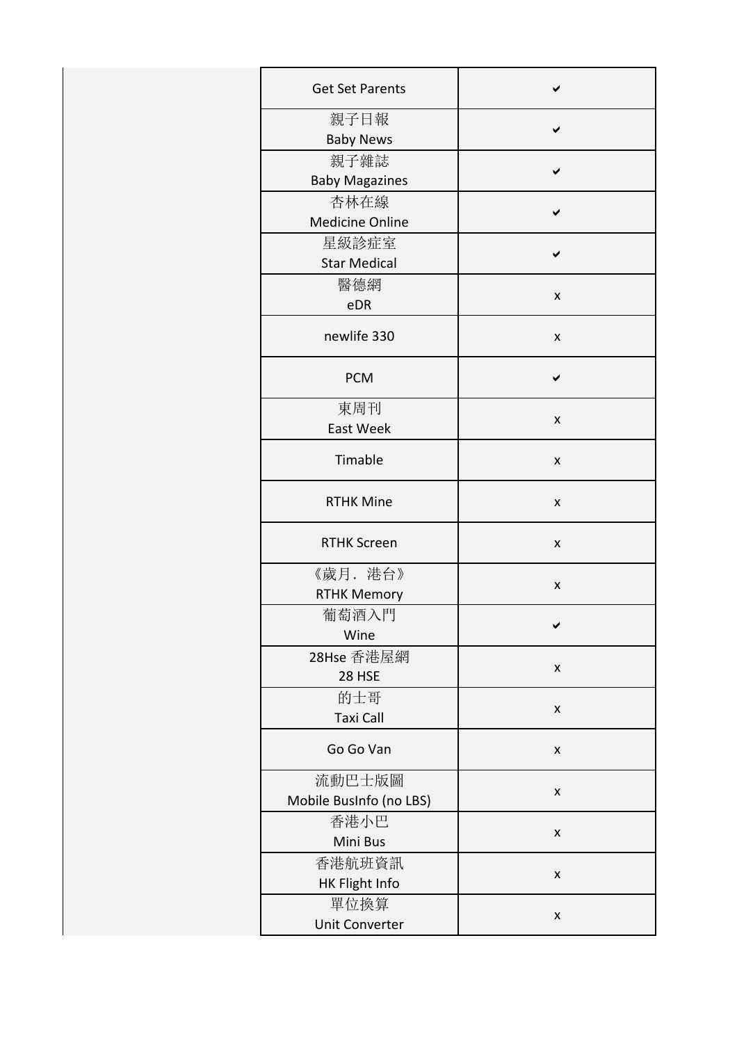| | | |
|---|---|---|
| | Get Set Parents | ✔ |
| | 親子日報<br>Baby News | ✔ |
| | 親子雜誌<br>Baby Magazines | ✔ |
| | 杏林在線<br>Medicine Online | ✔ |
| | 星級診症室<br>Star Medical | ✔ |
| | 醫德網<br>eDR | x |
| | newlife 330 | x |
| | PCM | ✔ |
| | 東周刊<br>East Week | x |
| | Timable | x |
| | RTHK Mine | x |
| | RTHK Screen | x |
| | 《歲月．港台》<br>RTHK Memory | x |
| | 葡萄酒入門<br>Wine | ✔ |
| | 28Hse 香港屋網<br>28 HSE | x |
| | 的士哥<br>Taxi Call | x |
| | Go Go Van | x |
| | 流動巴士版圖<br>Mobile BusInfo (no LBS) | x |
| | 香港小巴<br>Mini Bus | x |
| | 香港航班資訊<br>HK Flight Info | x |
| | 單位換算<br>Unit Converter | x |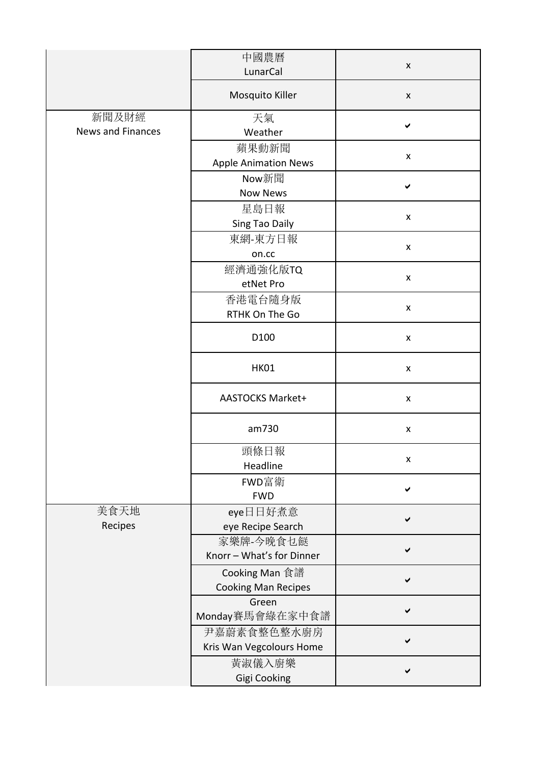| | | |
|---|---|---|
| | 中國農曆<br>LunarCal | x |
| | Mosquito Killer | x |
| 新聞及財經<br>News and Finances | 天氣<br>Weather | ✔ |
| | 蘋果動新聞<br>Apple Animation News | x |
| | Now新聞<br>Now News | ✔ |
| | 星島日報<br>Sing Tao Daily | x |
| | 東網-東方日報<br>on.cc | x |
| | 經濟通強化版TQ<br>etNet Pro | x |
| | 香港電台隨身版<br>RTHK On The Go | x |
| | D100 | x |
| | HK01 | x |
| | AASTOCKS Market+ | x |
| | am730 | x |
| | 頭條日報<br>Headline | x |
| | FWD富衛<br>FWD | ✔ |
| 美食天地<br>Recipes | eye日日好煮意<br>eye Recipe Search | ✔ |
| | 家樂牌-今晚食乜餸<br>Knorr – What's for Dinner | ✔ |
| | Cooking Man 食譜<br>Cooking Man Recipes | ✔ |
| | Green<br>Monday賽馬會綠在家中食譜 | ✔ |
| | 尹嘉蔚素食整色整水廚房<br>Kris Wan Vegcolours Home | ✔ |
| | 黃淑儀入廚樂<br>Gigi Cooking | ✔ |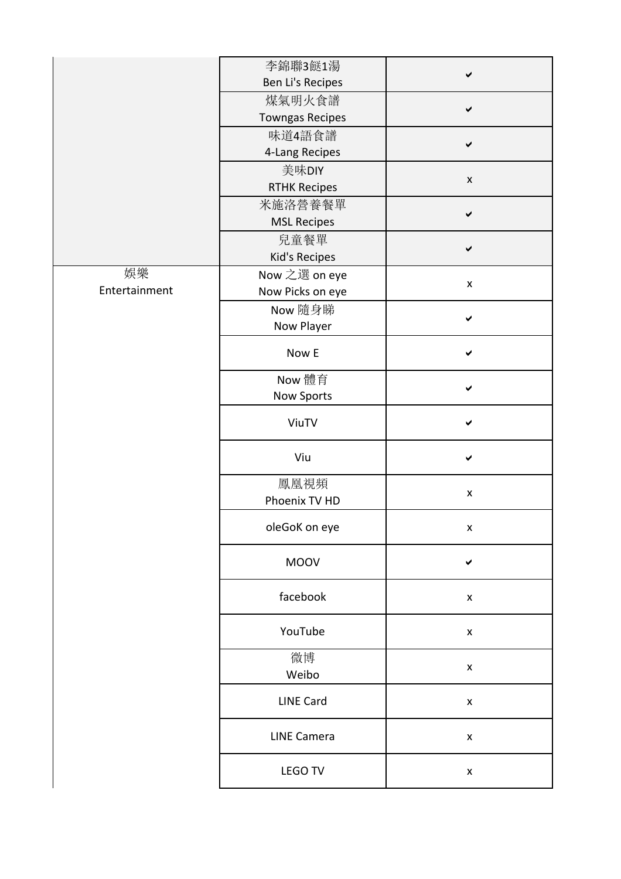| | | |
|---|---|---|
| | 李錦聯3餸1湯<br>Ben Li's Recipes | ✔ |
| | 煤氣明火食譜<br>Towngas Recipes | ✔ |
| | 味道4語食譜<br>4-Lang Recipes | ✔ |
| | 美味DIY<br>RTHK Recipes | x |
| | 米施洛營養餐單<br>MSL Recipes | ✔ |
| | 兒童餐單<br>Kid's Recipes | ✔ |
| 娛樂<br>Entertainment | Now 之選 on eye<br>Now Picks on eye | x |
| | Now 隨身睇<br>Now Player | ✔ |
| | Now E | ✔ |
| | Now 體育<br>Now Sports | ✔ |
| | ViuTV | ✔ |
| | Viu | ✔ |
| | 鳳凰視頻<br>Phoenix TV HD | x |
| | oleGoK on eye | x |
| | MOOV | ✔ |
| | facebook | x |
| | YouTube | x |
| | 微博<br>Weibo | x |
| | LINE Card | x |
| | LINE Camera | x |
| | LEGO TV | x |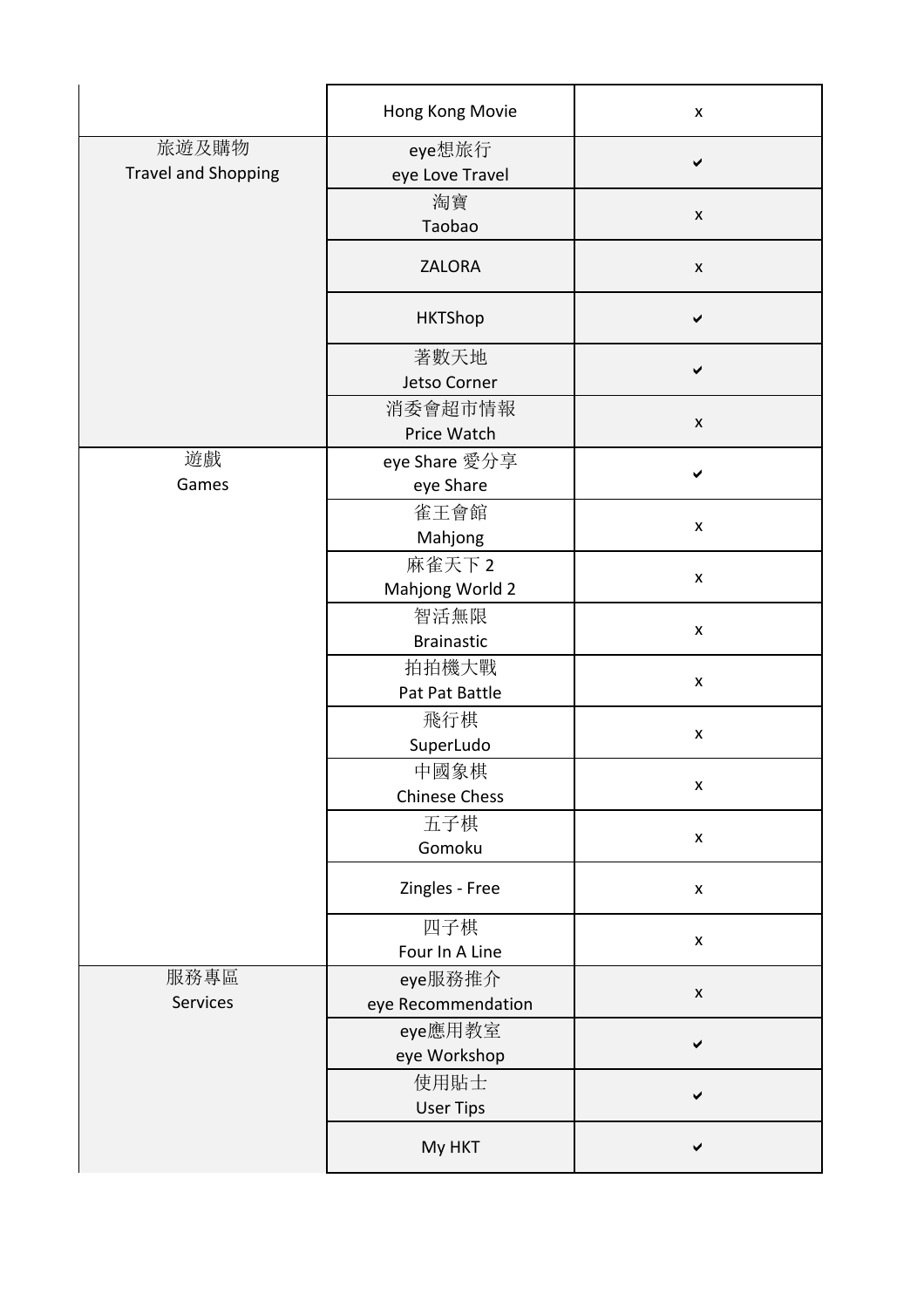| | | |
|---|---|---|
| | Hong Kong Movie | x |
| 旅遊及購物<br>Travel and Shopping | eye想旅行<br>eye Love Travel | ✔ |
| | 淘寶<br>Taobao | x |
| | ZALORA | x |
| | HKTShop | ✔ |
| | 著數天地<br>Jetso Corner | ✔ |
| | 消委會超市情報<br>Price Watch | x |
| 遊戲<br>Games | eye Share 愛分享<br>eye Share | ✔ |
| | 雀王會館<br>Mahjong | x |
| | 麻雀天下 2<br>Mahjong World 2 | x |
| | 智活無限<br>Brainastic | x |
| | 拍拍機大戰<br>Pat Pat Battle | x |
| | 飛行棋<br>SuperLudo | x |
| | 中國象棋<br>Chinese Chess | x |
| | 五子棋<br>Gomoku | x |
| | Zingles - Free | x |
| | 四子棋<br>Four In A Line | x |
| 服務專區<br>Services | eye服務推介<br>eye Recommendation | x |
| | eye應用教室<br>eye Workshop | ✔ |
| | 使用貼士<br>User Tips | ✔ |
| | My HKT | ✔ |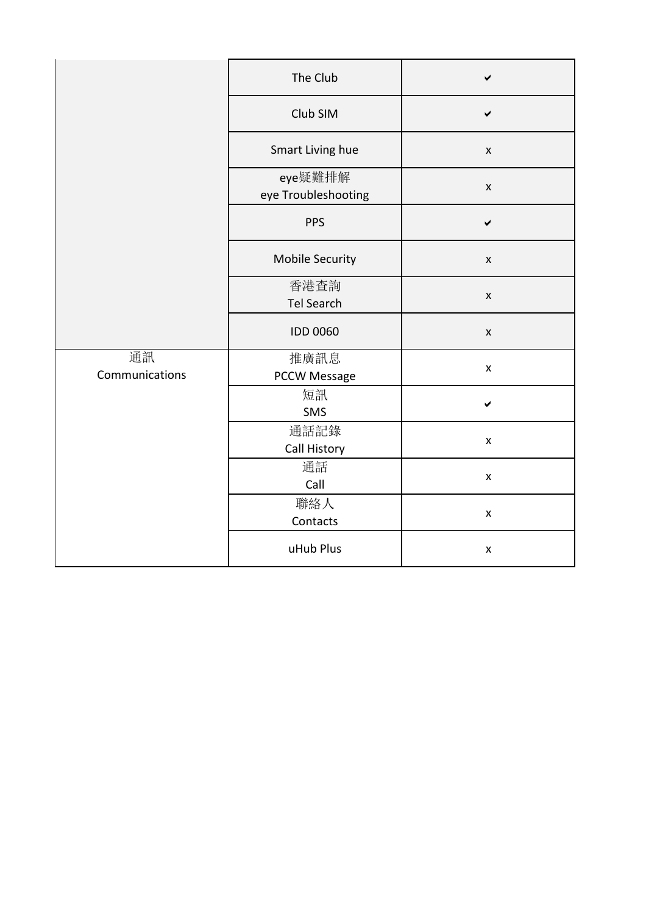| | | |
|---|---|---|
| | The Club | ✔ |
| | Club SIM | ✔ |
| | Smart Living hue | x |
| | eye疑難排解<br>eye Troubleshooting | x |
| | PPS | ✔ |
| | Mobile Security | x |
| | 香港查詢<br>Tel Search | x |
| | IDD 0060 | x |
| 通訊<br>Communications | 推廣訊息<br>PCCW Message | x |
| | 短訊<br>SMS | ✔ |
| | 通話記錄<br>Call History | x |
| | 通話<br>Call | x |
| | 聯絡人<br>Contacts | x |
| | uHub Plus | x |